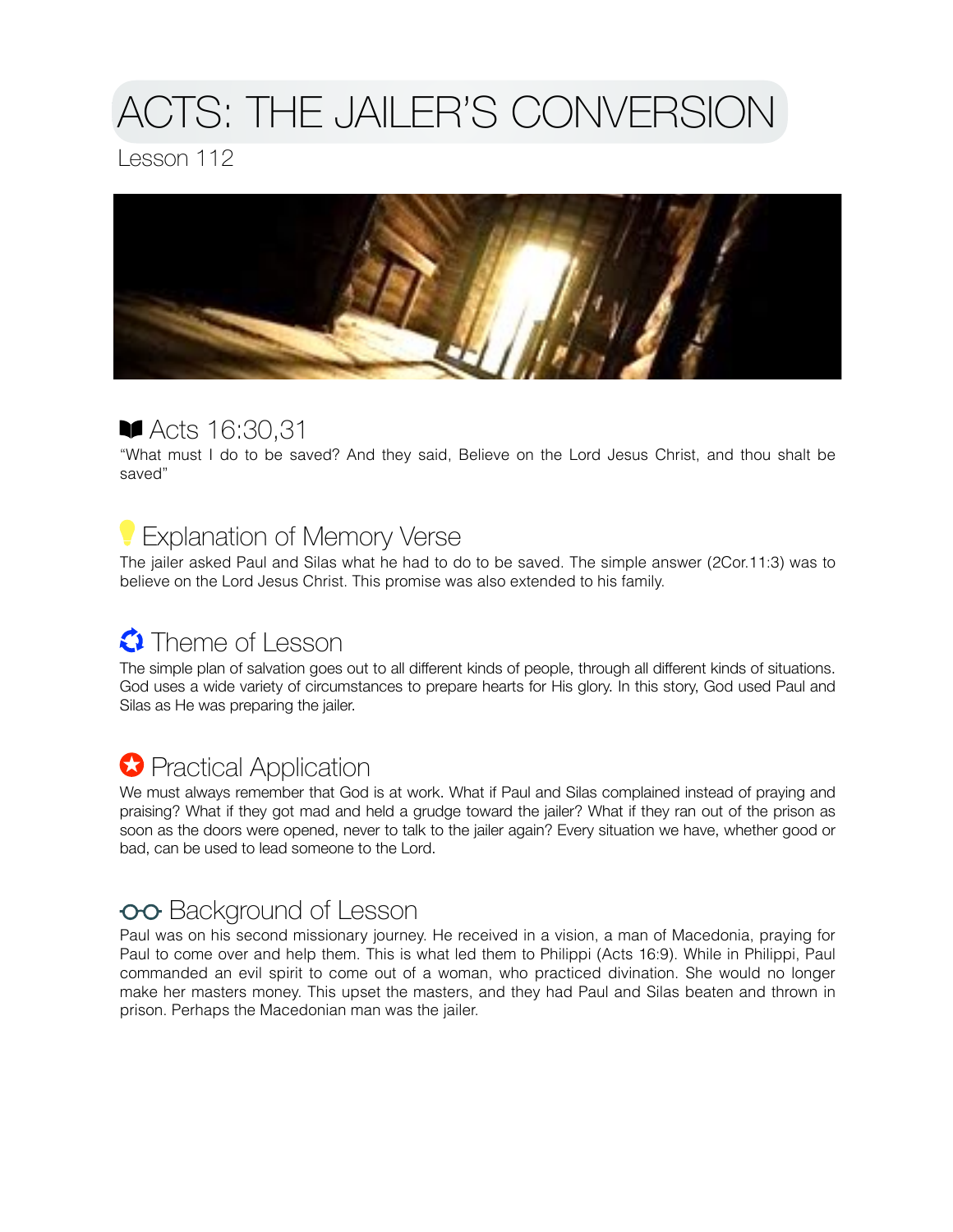# ACTS: THE JAILER'S CONVERSION

Lesson 112

## Acts 16:30,31

"What must I do to be saved? And they said, Believe on the Lord Jesus Christ, and thou shalt be saved"

## Explanation of Memory Verse

The jailer asked Paul and Silas what he had to do to be saved. The simple answer (2Cor.11:3) was to believe on the Lord Jesus Christ. This promise was also extended to his family.

## Theme of Lesson

The simple plan of salvation goes out to all different kinds of people, through all different kinds of situations. God uses a wide variety of circumstances to prepare hearts for His glory. In this story, God used Paul and Silas as He was preparing the jailer.

## Practical Application

We must always remember that God is at work. What if Paul and Silas complained instead of praying and praising? What if they got mad and held a grudge toward the jailer? What if they ran out of the prison as soon as the doors were opened, never to talk to the jailer again? Every situation we have, whether good or bad, can be used to lead someone to the Lord.

## Background of Lesson

Paul was on his second missionary journey. He received in a vision, a man of Macedonia, praying for Paul to come over and help them. This is what led them to Philippi (Acts 16:9). While in Philippi, Paul commanded an evil spirit to come out of a woman, who practiced divination. She would no longer make her masters money. This upset the masters, and they had Paul and Silas beaten and thrown in prison. Perhaps the Macedonian man was the jailer.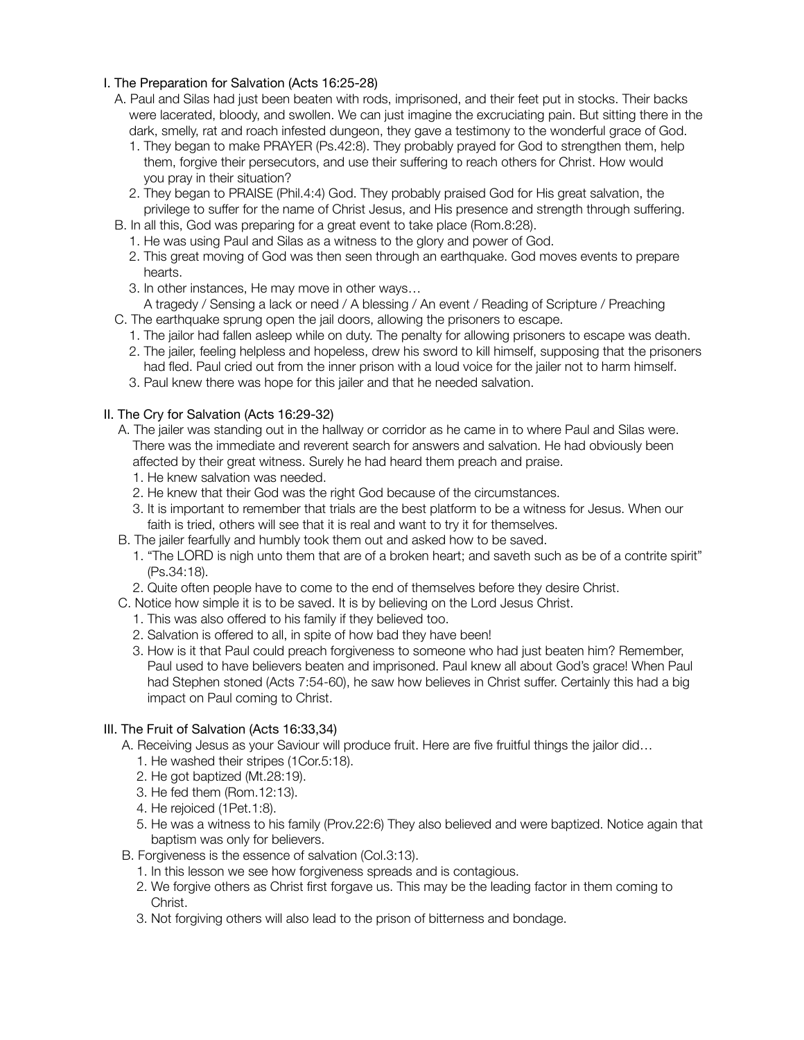I. The Preparation for Salvation (Acts 16:25-28)

A. Paul and Silas had just been beaten with rods, imprisoned, and their feet put in stocks. Their backs were lacerated, bloody, and swollen. We can just imagine the excruciating pain. But sitting there in the dark, smelly, rat and roach infested dungeon, they gave a testimony to the wonderful grace of God.

1. They began to make PRAYER (Ps.42:8). They probably prayed for God to strengthen them, help them, forgive their persecutors, and use their suffering to reach others for Christ. How would you pray in their situation?
2. They began to PRAISE (Phil.4:4) God. They probably praised God for His great salvation, the privilege to suffer for the name of Christ Jesus, and His presence and strength through suffering.

B. In all this, God was preparing for a great event to take place (Rom.8:28).

1. He was using Paul and Silas as a witness to the glory and power of God.
2. This great moving of God was then seen through an earthquake. God moves events to prepare hearts.
3. In other instances, He may move in other ways…
   A tragedy / Sensing a lack or need / A blessing / An event / Reading of Scripture / Preaching

C. The earthquake sprung open the jail doors, allowing the prisoners to escape.

1. The jailor had fallen asleep while on duty. The penalty for allowing prisoners to escape was death.
2. The jailer, feeling helpless and hopeless, drew his sword to kill himself, supposing that the prisoners had fled. Paul cried out from the inner prison with a loud voice for the jailer not to harm himself.
3. Paul knew there was hope for this jailer and that he needed salvation.

II. The Cry for Salvation (Acts 16:29-32)

A. The jailer was standing out in the hallway or corridor as he came in to where Paul and Silas were. There was the immediate and reverent search for answers and salvation. He had obviously been affected by their great witness. Surely he had heard them preach and praise.

1. He knew salvation was needed.
2. He knew that their God was the right God because of the circumstances.
3. It is important to remember that trials are the best platform to be a witness for Jesus. When our faith is tried, others will see that it is real and want to try it for themselves.

B. The jailer fearfully and humbly took them out and asked how to be saved.

1. "The LORD is nigh unto them that are of a broken heart; and saveth such as be of a contrite spirit" (Ps.34:18).
2. Quite often people have to come to the end of themselves before they desire Christ.

C. Notice how simple it is to be saved. It is by believing on the Lord Jesus Christ.

1. This was also offered to his family if they believed too.
2. Salvation is offered to all, in spite of how bad they have been!
3. How is it that Paul could preach forgiveness to someone who had just beaten him? Remember, Paul used to have believers beaten and imprisoned. Paul knew all about God's grace! When Paul had Stephen stoned (Acts 7:54-60), he saw how believes in Christ suffer. Certainly this had a big impact on Paul coming to Christ.

III. The Fruit of Salvation (Acts 16:33,34)

A. Receiving Jesus as your Saviour will produce fruit. Here are five fruitful things the jailor did…

1. He washed their stripes (1Cor.5:18).
2. He got baptized (Mt.28:19).
3. He fed them (Rom.12:13).
4. He rejoiced (1Pet.1:8).
5. He was a witness to his family (Prov.22:6) They also believed and were baptized. Notice again that baptism was only for believers.

B. Forgiveness is the essence of salvation (Col.3:13).

1. In this lesson we see how forgiveness spreads and is contagious.
2. We forgive others as Christ first forgave us. This may be the leading factor in them coming to Christ.
3. Not forgiving others will also lead to the prison of bitterness and bondage.